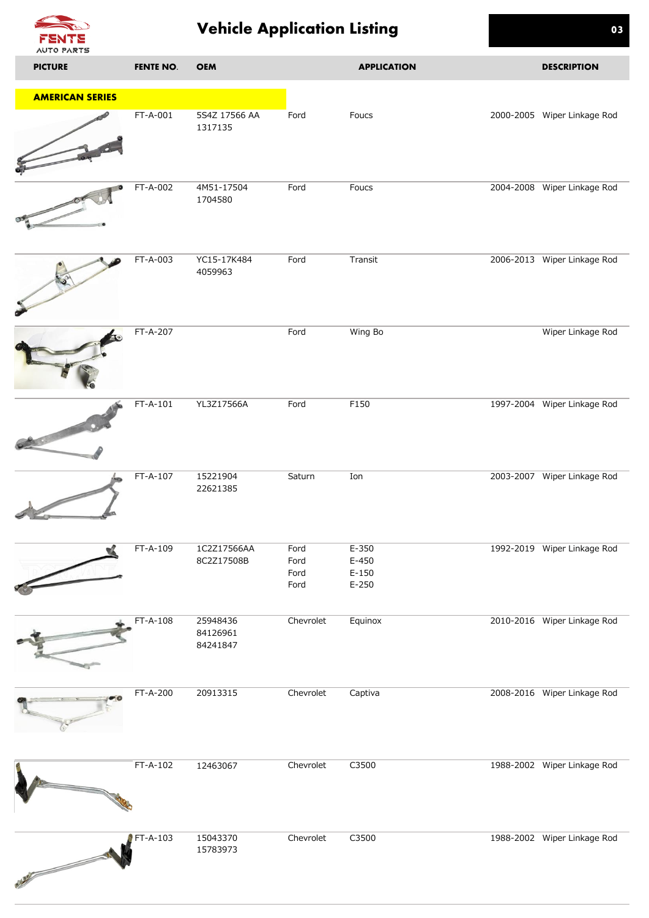# Vehicle Application Listing

| PICTURE | FENTE NO. | OEM | APPLICATION | | | DESCRIPTION |
|---|---|---|---|---|---|---|
| **AMERICAN SERIES** | | | | | | |
| | FT-A-001 | 5S4Z 17566 AA<br>1317135 | Ford | Foucs | 2000-2005 | Wiper Linkage Rod |
| | FT-A-002 | 4M51-17504<br>1704580 | Ford | Foucs | 2004-2008 | Wiper Linkage Rod |
| | FT-A-003 | YC15-17K484<br>4059963 | Ford | Transit | 2006-2013 | Wiper Linkage Rod |
| | FT-A-207 | | Ford | Wing Bo | | Wiper Linkage Rod |
| | FT-A-101 | YL3Z17566A | Ford | F150 | 1997-2004 | Wiper Linkage Rod |
| | FT-A-107 | 15221904<br>22621385 | Saturn | Ion | 2003-2007 | Wiper Linkage Rod |
| | FT-A-109 | 1C2Z17566AA<br>8C2Z17508B | Ford<br>Ford<br>Ford<br>Ford | E-350<br>E-450<br>E-150<br>E-250 | 1992-2019 | Wiper Linkage Rod |
| | FT-A-108 | 25948436<br>84126961<br>84241847 | Chevrolet | Equinox | 2010-2016 | Wiper Linkage Rod |
| | FT-A-200 | 20913315 | Chevrolet | Captiva | 2008-2016 | Wiper Linkage Rod |
| | FT-A-102 | 12463067 | Chevrolet | C3500 | 1988-2002 | Wiper Linkage Rod |
| | FT-A-103 | 15043370<br>15783973 | Chevrolet | C3500 | 1988-2002 | Wiper Linkage Rod |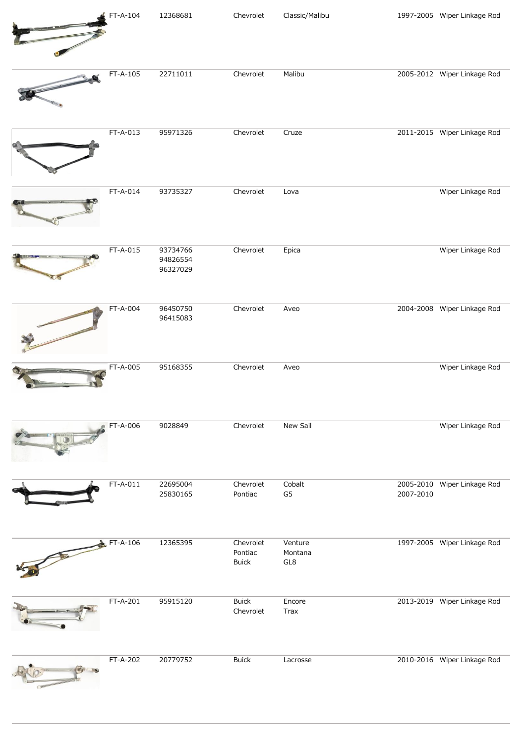| FT-A-104 | 12368681 | Chevrolet | Classic/Malibu | 1997-2005 | Wiper Linkage Rod |
|---|---|---|---|---|---|
| FT-A-105 | 22711011 | Chevrolet | Malibu | 2005-2012 | Wiper Linkage Rod |
| FT-A-013 | 95971326 | Chevrolet | Cruze | 2011-2015 | Wiper Linkage Rod |
| FT-A-014 | 93735327 | Chevrolet | Lova | | Wiper Linkage Rod |
| FT-A-015 | 93734766<br>94826554<br>96327029 | Chevrolet | Epica | | Wiper Linkage Rod |
| FT-A-004 | 96450750<br>96415083 | Chevrolet | Aveo | 2004-2008 | Wiper Linkage Rod |
| FT-A-005 | 95168355 | Chevrolet | Aveo | | Wiper Linkage Rod |
| FT-A-006 | 9028849 | Chevrolet | New Sail | | Wiper Linkage Rod |
| FT-A-011 | 22695004<br>25830165 | Chevrolet<br>Pontiac | Cobalt<br>G5 | 2005-2010<br>2007-2010 | Wiper Linkage Rod |
| FT-A-106 | 12365395 | Chevrolet<br>Pontiac<br>Buick | Venture<br>Montana<br>GL8 | 1997-2005 | Wiper Linkage Rod |
| FT-A-201 | 95915120 | Buick<br>Chevrolet | Encore<br>Trax | 2013-2019 | Wiper Linkage Rod |
| FT-A-202 | 20779752 | Buick | Lacrosse | 2010-2016 | Wiper Linkage Rod |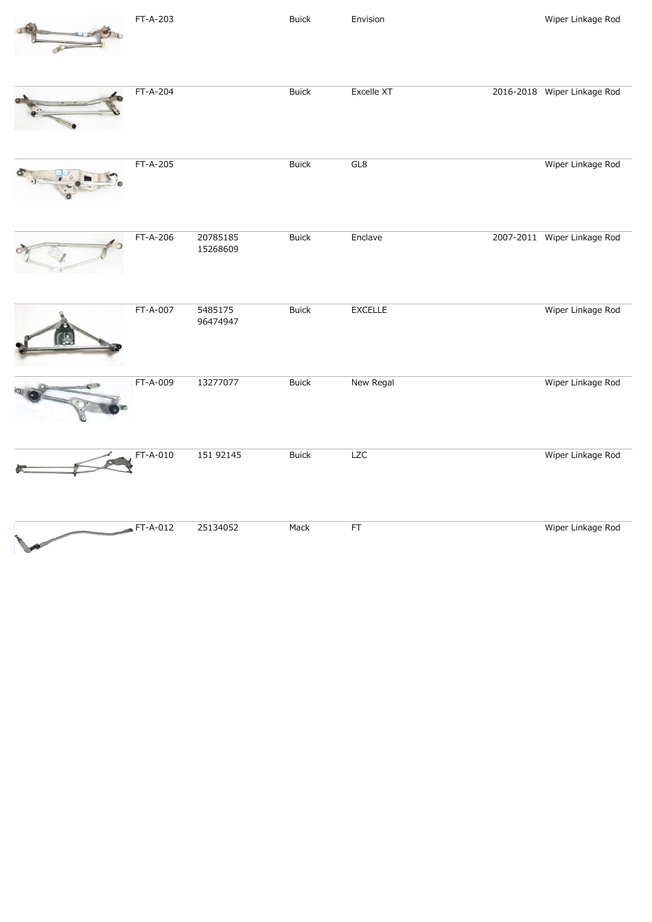| | | | | | | |
|---|---|---|---|---|---|---|
| | FT-A-203 | | Buick | Envision | | Wiper Linkage Rod |
| | FT-A-204 | | Buick | Excelle XT | 2016-2018 | Wiper Linkage Rod |
| | FT-A-205 | | Buick | GL8 | | Wiper Linkage Rod |
| | FT-A-206 | 20785185 15268609 | Buick | Enclave | 2007-2011 | Wiper Linkage Rod |
| | FT-A-007 | 5485175 96474947 | Buick | EXCELLE | | Wiper Linkage Rod |
| | FT-A-009 | 13277077 | Buick | New Regal | | Wiper Linkage Rod |
| | FT-A-010 | 151 92145 | Buick | LZC | | Wiper Linkage Rod |
| | FT-A-012 | 25134052 | Mack | FT | | Wiper Linkage Rod |